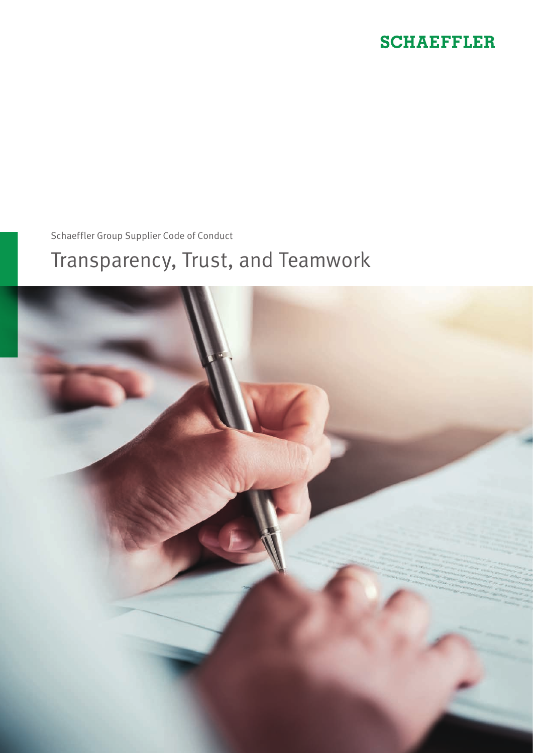SCHAEFFLER

Schaeffler Group Supplier Code of Conduct

# Transparency, Trust, and Teamwork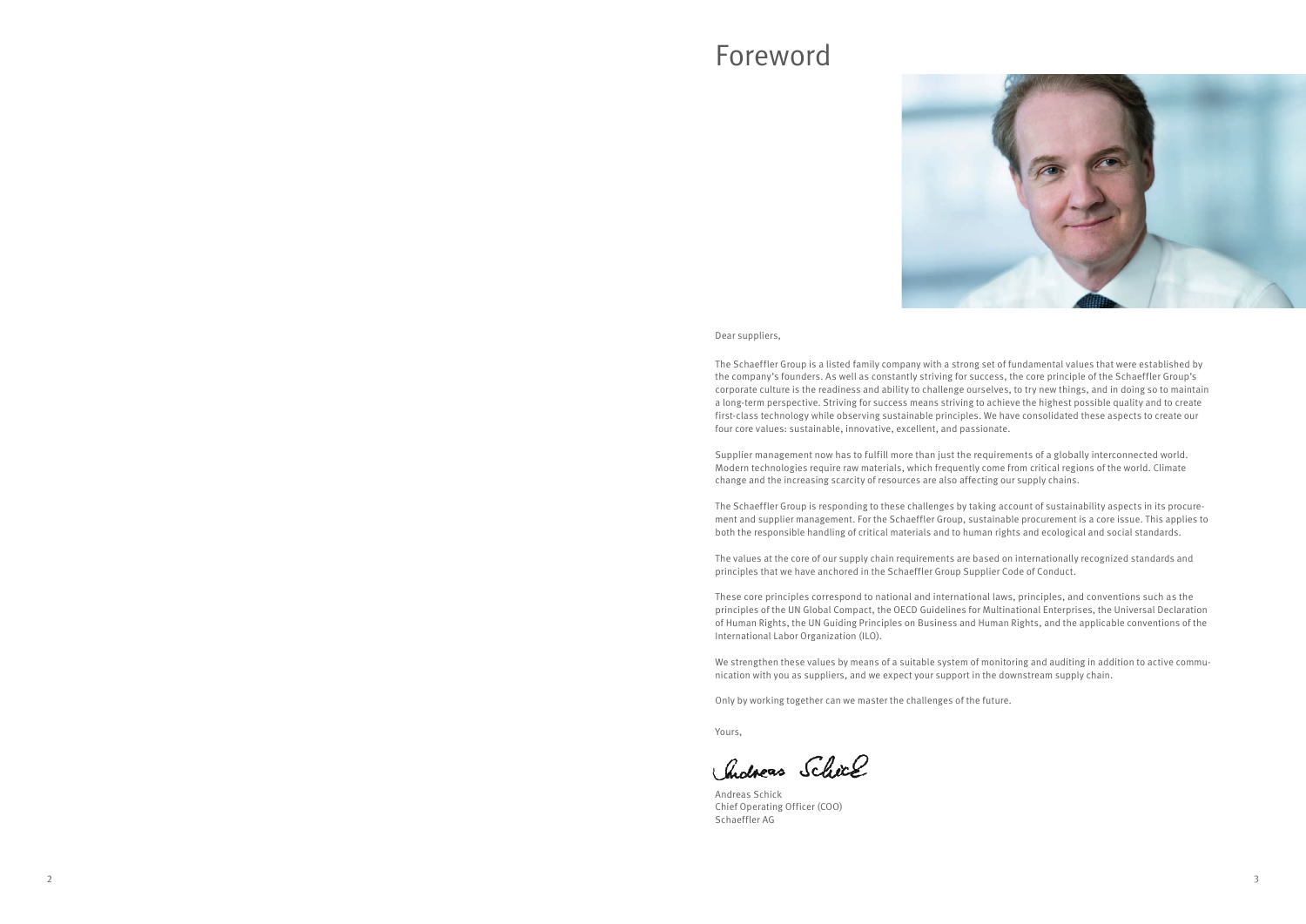# Foreword

Dear suppliers,

The Schaeffler Group is a listed family company with a strong set of fundamental values that were established by the company's founders. As well as constantly striving for success, the core principle of the Schaeffler Group's corporate culture is the readiness and ability to challenge ourselves, to try new things, and in doing so to maintain a long-term perspective. Striving for success means striving to achieve the highest possible quality and to create first-class technology while observing sustainable principles. We have consolidated these aspects to create our four core values: sustainable, innovative, excellent, and passionate.

Supplier management now has to fulfill more than just the requirements of a globally interconnected world. Modern technologies require raw materials, which frequently come from critical regions of the world. Climate change and the increasing scarcity of resources are also affecting our supply chains.

The Schaeffler Group is responding to these challenges by taking account of sustainability aspects in its procurement and supplier management. For the Schaeffler Group, sustainable procurement is a core issue. This applies to both the responsible handling of critical materials and to human rights and ecological and social standards.

The values at the core of our supply chain requirements are based on internationally recognized standards and principles that we have anchored in the Schaeffler Group Supplier Code of Conduct.

These core principles correspond to national and international laws, principles, and conventions such as the principles of the UN Global Compact, the OECD Guidelines for Multinational Enterprises, the Universal Declaration of Human Rights, the UN Guiding Principles on Business and Human Rights, and the applicable conventions of the International Labor Organization (ILO).

We strengthen these values by means of a suitable system of monitoring and auditing in addition to active communication with you as suppliers, and we expect your support in the downstream supply chain.

Only by working together can we master the challenges of the future.

Yours,

Andreas Schick
Chief Operating Officer (COO)
Schaeffler AG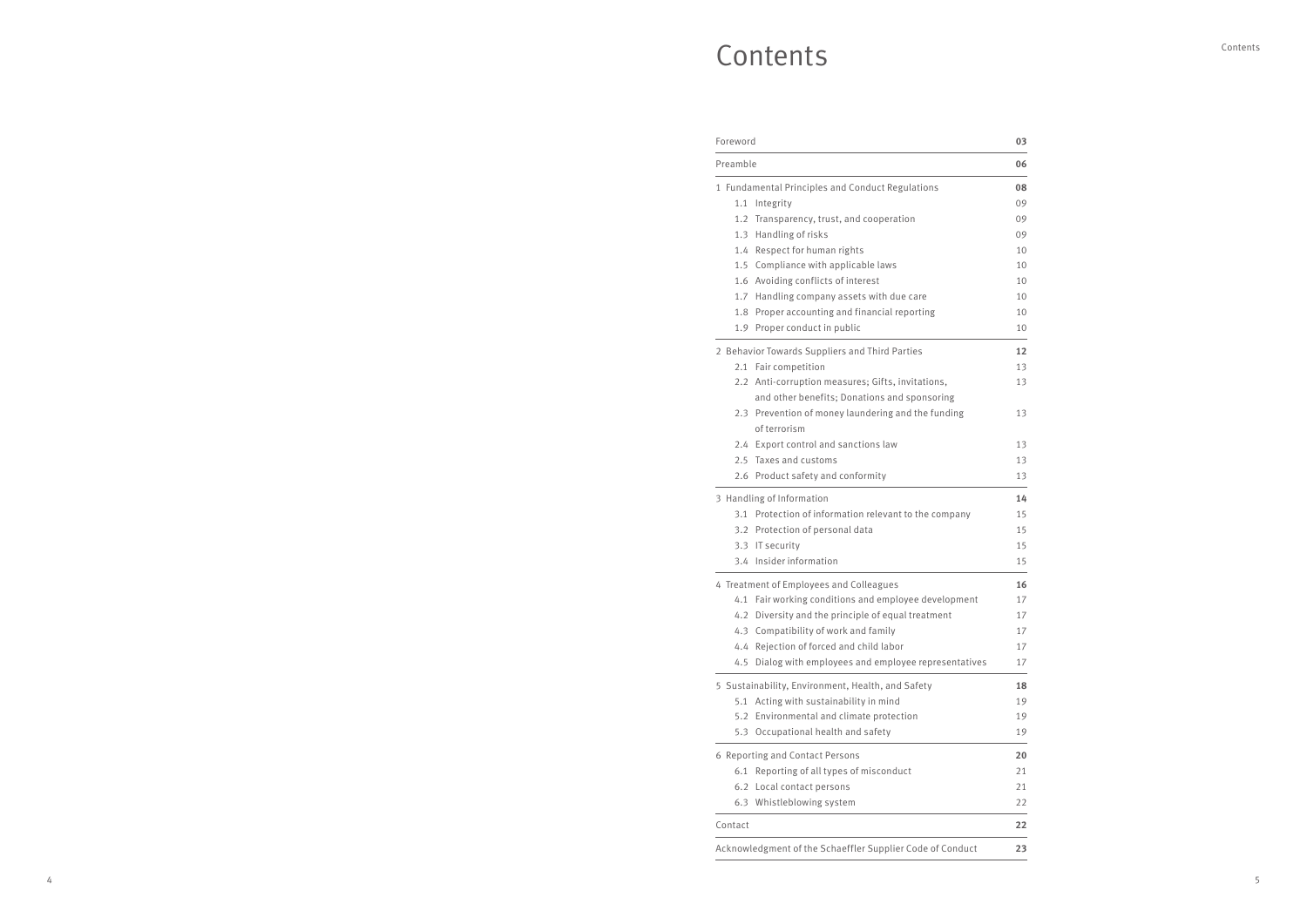# Contents

| | |
|---|---|
| Foreword | **03** |
| Preamble | **06** |
| 1 Fundamental Principles and Conduct Regulations | **08** |
| 1.1 Integrity | 09 |
| 1.2 Transparency, trust, and cooperation | 09 |
| 1.3 Handling of risks | 09 |
| 1.4 Respect for human rights | 10 |
| 1.5 Compliance with applicable laws | 10 |
| 1.6 Avoiding conflicts of interest | 10 |
| 1.7 Handling company assets with due care | 10 |
| 1.8 Proper accounting and financial reporting | 10 |
| 1.9 Proper conduct in public | 10 |
| 2 Behavior Towards Suppliers and Third Parties | **12** |
| 2.1 Fair competition | 13 |
| 2.2 Anti-corruption measures; Gifts, invitations, and other benefits; Donations and sponsoring | 13 |
| 2.3 Prevention of money laundering and the funding of terrorism | 13 |
| 2.4 Export control and sanctions law | 13 |
| 2.5 Taxes and customs | 13 |
| 2.6 Product safety and conformity | 13 |
| 3 Handling of Information | **14** |
| 3.1 Protection of information relevant to the company | 15 |
| 3.2 Protection of personal data | 15 |
| 3.3 IT security | 15 |
| 3.4 Insider information | 15 |
| 4 Treatment of Employees and Colleagues | **16** |
| 4.1 Fair working conditions and employee development | 17 |
| 4.2 Diversity and the principle of equal treatment | 17 |
| 4.3 Compatibility of work and family | 17 |
| 4.4 Rejection of forced and child labor | 17 |
| 4.5 Dialog with employees and employee representatives | 17 |
| 5 Sustainability, Environment, Health, and Safety | **18** |
| 5.1 Acting with sustainability in mind | 19 |
| 5.2 Environmental and climate protection | 19 |
| 5.3 Occupational health and safety | 19 |
| 6 Reporting and Contact Persons | **20** |
| 6.1 Reporting of all types of misconduct | 21 |
| 6.2 Local contact persons | 21 |
| 6.3 Whistleblowing system | 22 |
| Contact | **22** |
| Acknowledgment of the Schaeffler Supplier Code of Conduct | **23** |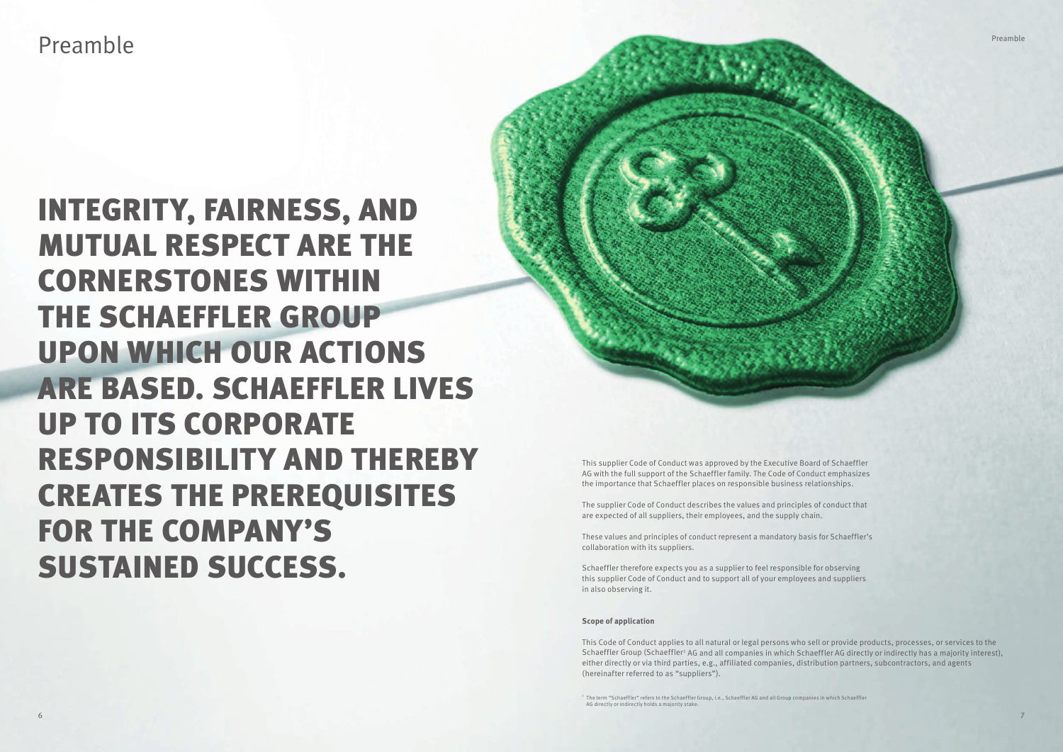# Preamble

## INTEGRITY, FAIRNESS, AND MUTUAL RESPECT ARE THE CORNERSTONES WITHIN THE SCHAEFFLER GROUP UPON WHICH OUR ACTIONS ARE BASED. SCHAEFFLER LIVES UP TO ITS CORPORATE RESPONSIBILITY AND THEREBY CREATES THE PREREQUISITES FOR THE COMPANY'S SUSTAINED SUCCESS.

This supplier Code of Conduct was approved by the Executive Board of Schaeffler AG with the full support of the Schaeffler family. The Code of Conduct emphasizes the importance that Schaeffler places on responsible business relationships.

The supplier Code of Conduct describes the values and principles of conduct that are expected of all suppliers, their employees, and the supply chain.

These values and principles of conduct represent a mandatory basis for Schaeffler's collaboration with its suppliers.

Schaeffler therefore expects you as a supplier to feel responsible for observing this supplier Code of Conduct and to support all of your employees and suppliers in also observing it.

**Scope of application**

This Code of Conduct applies to all natural or legal persons who sell or provide products, processes, or services to the Schaeffler Group (Schaeffler[1] AG and all companies in which Schaeffler AG directly or indirectly has a majority interest), either directly or via third parties, e.g., affiliated companies, distribution partners, subcontractors, and agents (hereinafter referred to as "suppliers").

[1] The term "Schaeffler" refers to the Schaeffler Group, i.e., Schaeffler AG and all Group companies in which Schaeffler AG directly or indirectly holds a majority stake.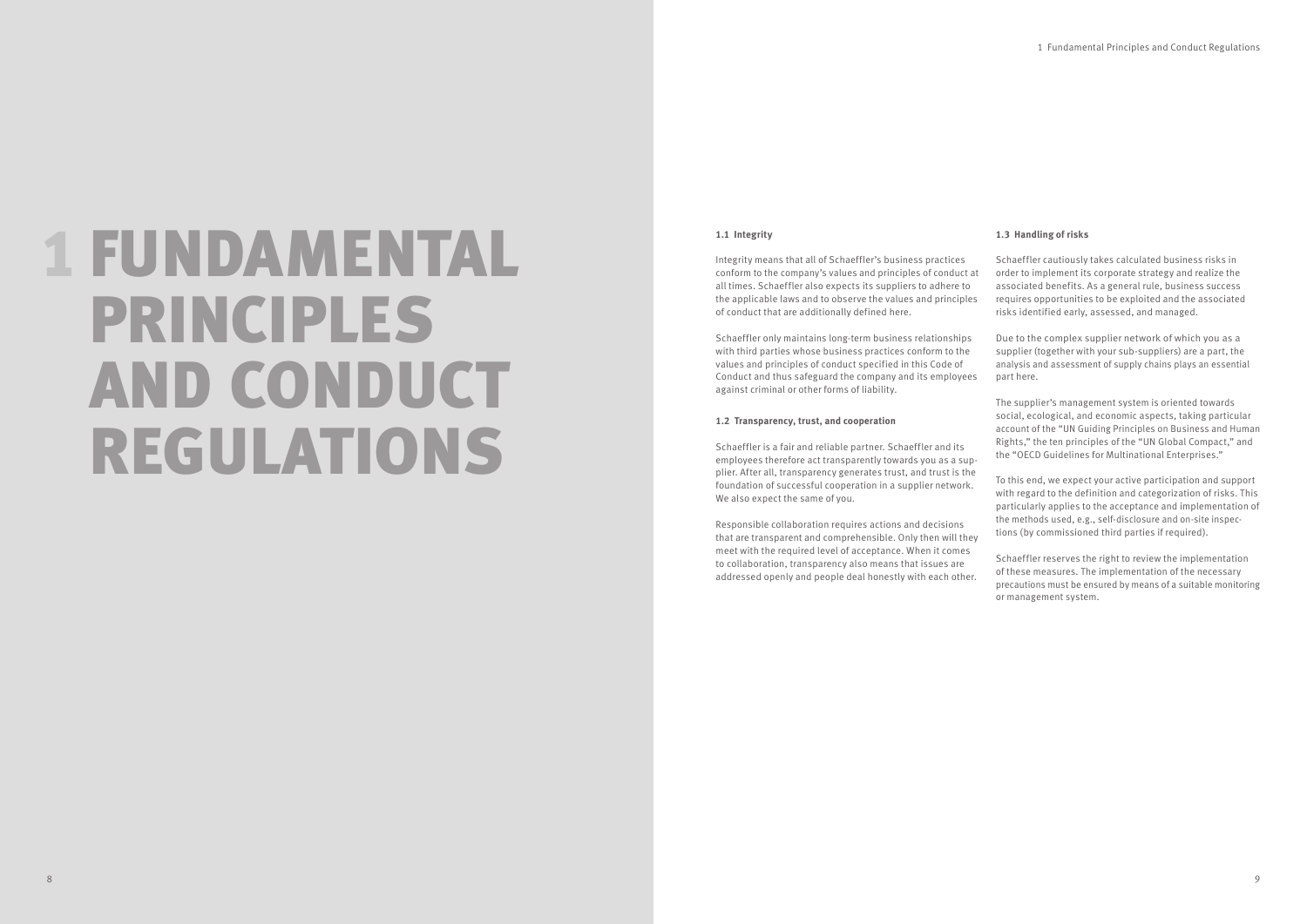# 1 FUNDAMENTAL PRINCIPLES AND CONDUCT REGULATIONS

## 1.1 Integrity

Integrity means that all of Schaeffler's business practices conform to the company's values and principles of conduct at all times. Schaeffler also expects its suppliers to adhere to the applicable laws and to observe the values and principles of conduct that are additionally defined here.

Schaeffler only maintains long-term business relationships with third parties whose business practices conform to the values and principles of conduct specified in this Code of Conduct and thus safeguard the company and its employees against criminal or other forms of liability.

## 1.2 Transparency, trust, and cooperation

Schaeffler is a fair and reliable partner. Schaeffler and its employees therefore act transparently towards you as a supplier. After all, transparency generates trust, and trust is the foundation of successful cooperation in a supplier network. We also expect the same of you.

Responsible collaboration requires actions and decisions that are transparent and comprehensible. Only then will they meet with the required level of acceptance. When it comes to collaboration, transparency also means that issues are addressed openly and people deal honestly with each other.

## 1.3 Handling of risks

Schaeffler cautiously takes calculated business risks in order to implement its corporate strategy and realize the associated benefits. As a general rule, business success requires opportunities to be exploited and the associated risks identified early, assessed, and managed.

Due to the complex supplier network of which you as a supplier (together with your sub-suppliers) are a part, the analysis and assessment of supply chains plays an essential part here.

The supplier's management system is oriented towards social, ecological, and economic aspects, taking particular account of the "UN Guiding Principles on Business and Human Rights," the ten principles of the "UN Global Compact," and the "OECD Guidelines for Multinational Enterprises."

To this end, we expect your active participation and support with regard to the definition and categorization of risks. This particularly applies to the acceptance and implementation of the methods used, e.g., self-disclosure and on-site inspections (by commissioned third parties if required).

Schaeffler reserves the right to review the implementation of these measures. The implementation of the necessary precautions must be ensured by means of a suitable monitoring or management system.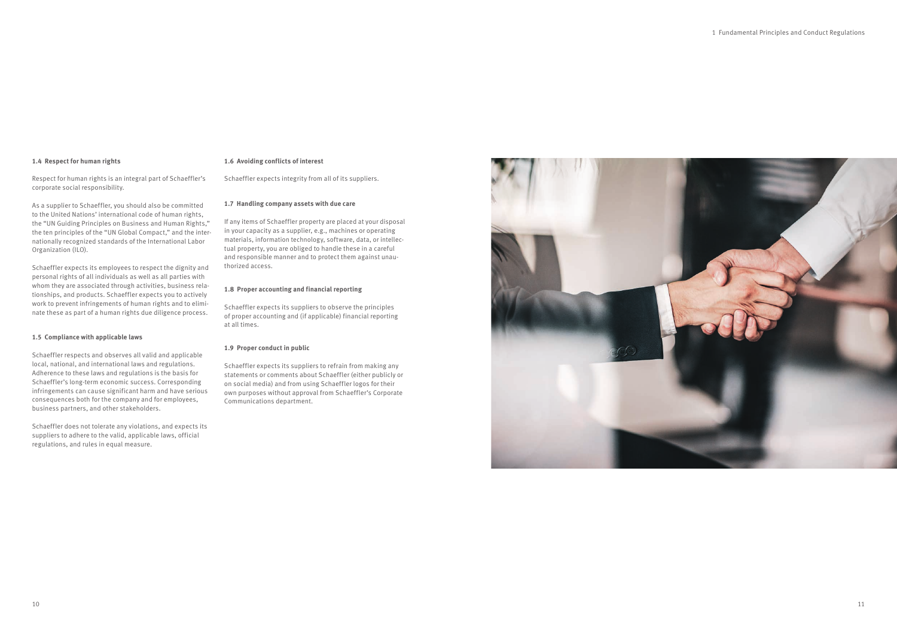### 1.4 Respect for human rights

Respect for human rights is an integral part of Schaeffler's corporate social responsibility.

As a supplier to Schaeffler, you should also be committed to the United Nations' international code of human rights, the "UN Guiding Principles on Business and Human Rights," the ten principles of the "UN Global Compact," and the internationally recognized standards of the International Labor Organization (ILO).

Schaeffler expects its employees to respect the dignity and personal rights of all individuals as well as all parties with whom they are associated through activities, business relationships, and products. Schaeffler expects you to actively work to prevent infringements of human rights and to eliminate these as part of a human rights due diligence process.

### 1.5 Compliance with applicable laws

Schaeffler respects and observes all valid and applicable local, national, and international laws and regulations. Adherence to these laws and regulations is the basis for Schaeffler's long-term economic success. Corresponding infringements can cause significant harm and have serious consequences both for the company and for employees, business partners, and other stakeholders.

Schaeffler does not tolerate any violations, and expects its suppliers to adhere to the valid, applicable laws, official regulations, and rules in equal measure.

### 1.6 Avoiding conflicts of interest

Schaeffler expects integrity from all of its suppliers.

### 1.7 Handling company assets with due care

If any items of Schaeffler property are placed at your disposal in your capacity as a supplier, e.g., machines or operating materials, information technology, software, data, or intellectual property, you are obliged to handle these in a careful and responsible manner and to protect them against unauthorized access.

### 1.8 Proper accounting and financial reporting

Schaeffler expects its suppliers to observe the principles of proper accounting and (if applicable) financial reporting at all times.

### 1.9 Proper conduct in public

Schaeffler expects its suppliers to refrain from making any statements or comments about Schaeffler (either publicly or on social media) and from using Schaeffler logos for their own purposes without approval from Schaeffler's Corporate Communications department.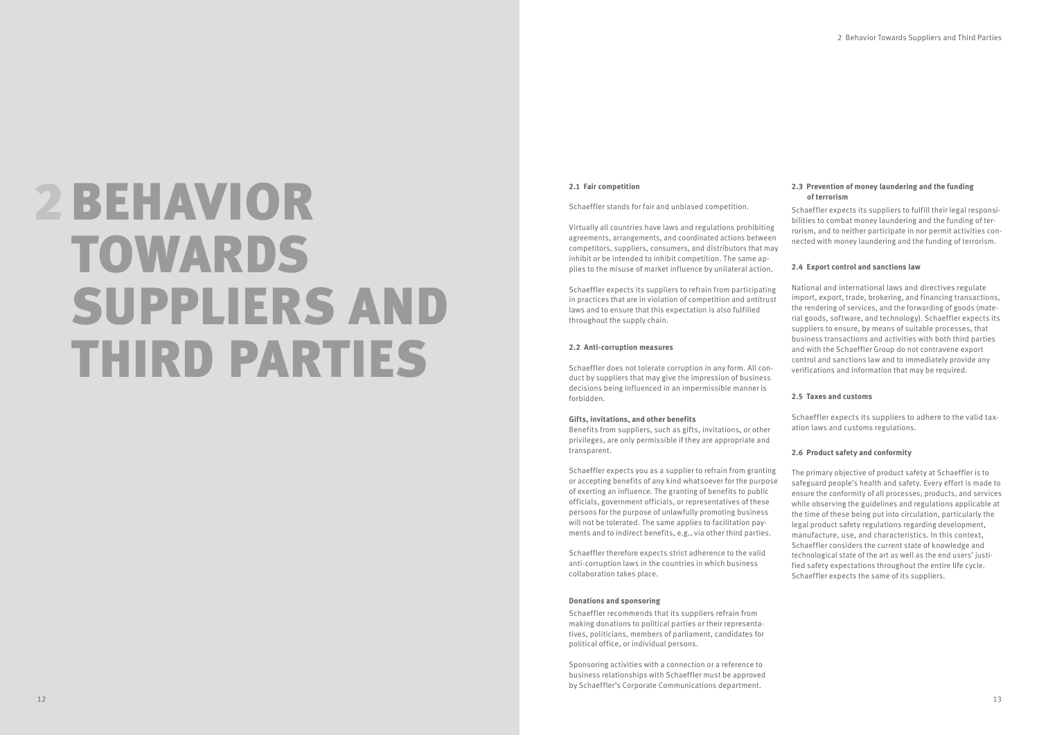# 2 BEHAVIOR TOWARDS SUPPLIERS AND THIRD PARTIES

### 2.1 Fair competition

Schaeffler stands for fair and unbiased competition.

Virtually all countries have laws and regulations prohibiting agreements, arrangements, and coordinated actions between competitors, suppliers, consumers, and distributors that may inhibit or be intended to inhibit competition. The same applies to the misuse of market influence by unilateral action.

Schaeffler expects its suppliers to refrain from participating in practices that are in violation of competition and antitrust laws and to ensure that this expectation is also fulfilled throughout the supply chain.

### 2.2 Anti-corruption measures

Schaeffler does not tolerate corruption in any form. All conduct by suppliers that may give the impression of business decisions being influenced in an impermissible manner is forbidden.

**Gifts, invitations, and other benefits**

Benefits from suppliers, such as gifts, invitations, or other privileges, are only permissible if they are appropriate and transparent.

Schaeffler expects you as a supplier to refrain from granting or accepting benefits of any kind whatsoever for the purpose of exerting an influence. The granting of benefits to public officials, government officials, or representatives of these persons for the purpose of unlawfully promoting business will not be tolerated. The same applies to facilitation payments and to indirect benefits, e.g., via other third parties.

Schaeffler therefore expects strict adherence to the valid anti-corruption laws in the countries in which business collaboration takes place.

**Donations and sponsoring**

Schaeffler recommends that its suppliers refrain from making donations to political parties or their representatives, politicians, members of parliament, candidates for political office, or individual persons.

Sponsoring activities with a connection or a reference to business relationships with Schaeffler must be approved by Schaeffler's Corporate Communications department.

### 2.3 Prevention of money laundering and the funding of terrorism

Schaeffler expects its suppliers to fulfill their legal responsibilities to combat money laundering and the funding of terrorism, and to neither participate in nor permit activities connected with money laundering and the funding of terrorism.

### 2.4 Export control and sanctions law

National and international laws and directives regulate import, export, trade, brokering, and financing transactions, the rendering of services, and the forwarding of goods (material goods, software, and technology). Schaeffler expects its suppliers to ensure, by means of suitable processes, that business transactions and activities with both third parties and with the Schaeffler Group do not contravene export control and sanctions law and to immediately provide any verifications and information that may be required.

### 2.5 Taxes and customs

Schaeffler expects its suppliers to adhere to the valid taxation laws and customs regulations.

### 2.6 Product safety and conformity

The primary objective of product safety at Schaeffler is to safeguard people's health and safety. Every effort is made to ensure the conformity of all processes, products, and services while observing the guidelines and regulations applicable at the time of these being put into circulation, particularly the legal product safety regulations regarding development, manufacture, use, and characteristics. In this context, Schaeffler considers the current state of knowledge and technological state of the art as well as the end users' justified safety expectations throughout the entire life cycle. Schaeffler expects the same of its suppliers.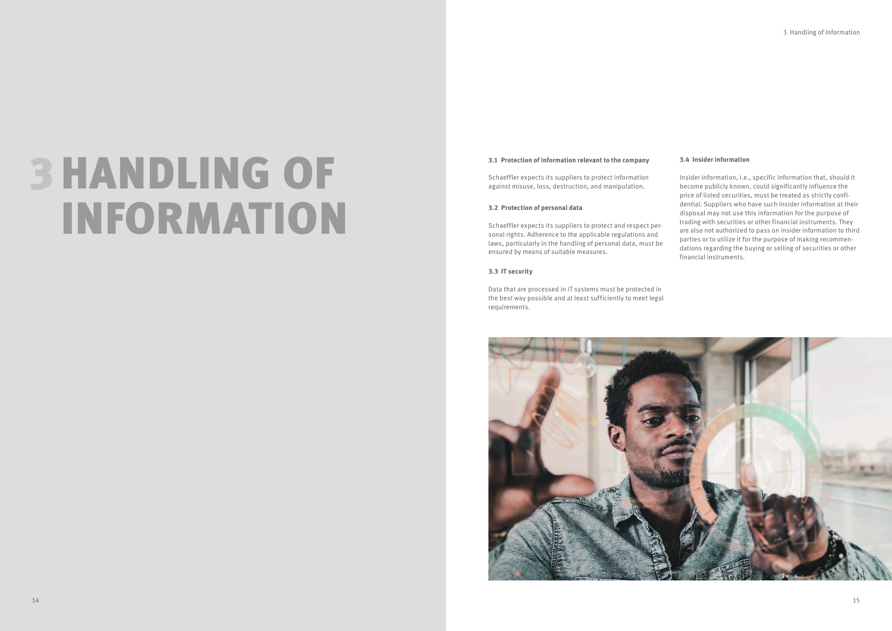# 3 HANDLING OF INFORMATION

### 3.1 Protection of information relevant to the company

Schaeffler expects its suppliers to protect information against misuse, loss, destruction, and manipulation.

### 3.2 Protection of personal data

Schaeffler expects its suppliers to protect and respect personal rights. Adherence to the applicable regulations and laws, particularly in the handling of personal data, must be ensured by means of suitable measures.

### 3.3 IT security

Data that are processed in IT systems must be protected in the best way possible and at least sufficiently to meet legal requirements.

### 3.4 Insider information

Insider information, i.e., specific information that, should it become publicly known, could significantly influence the price of listed securities, must be treated as strictly confidential. Suppliers who have such insider information at their disposal may not use this information for the purpose of trading with securities or other financial instruments. They are also not authorized to pass on insider information to third parties or to utilize it for the purpose of making recommendations regarding the buying or selling of securities or other financial instruments.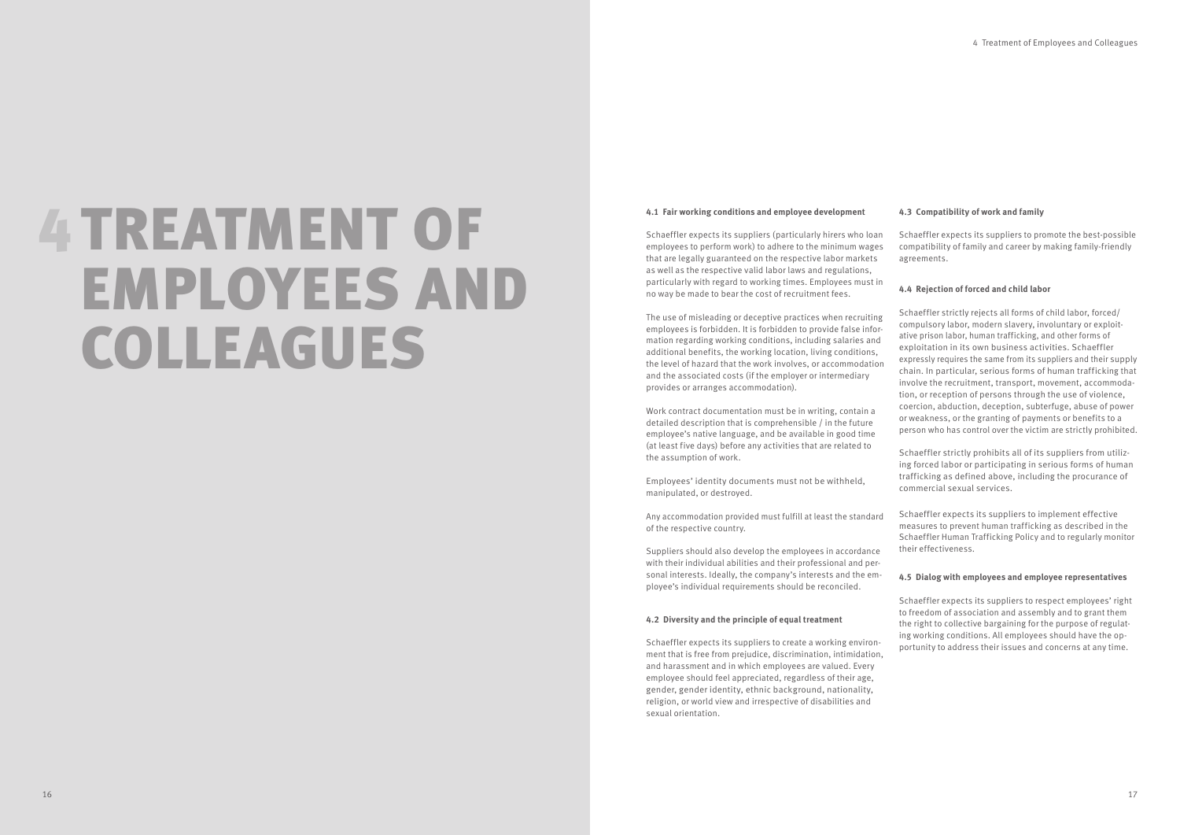# 4 TREATMENT OF EMPLOYEES AND COLLEAGUES

#### 4.1 Fair working conditions and employee development

Schaeffler expects its suppliers (particularly hirers who loan employees to perform work) to adhere to the minimum wages that are legally guaranteed on the respective labor markets as well as the respective valid labor laws and regulations, particularly with regard to working times. Employees must in no way be made to bear the cost of recruitment fees.

The use of misleading or deceptive practices when recruiting employees is forbidden. It is forbidden to provide false information regarding working conditions, including salaries and additional benefits, the working location, living conditions, the level of hazard that the work involves, or accommodation and the associated costs (if the employer or intermediary provides or arranges accommodation).

Work contract documentation must be in writing, contain a detailed description that is comprehensible / in the future employee's native language, and be available in good time (at least five days) before any activities that are related to the assumption of work.

Employees' identity documents must not be withheld, manipulated, or destroyed.

Any accommodation provided must fulfill at least the standard of the respective country.

Suppliers should also develop the employees in accordance with their individual abilities and their professional and personal interests. Ideally, the company's interests and the employee's individual requirements should be reconciled.

#### 4.2 Diversity and the principle of equal treatment

Schaeffler expects its suppliers to create a working environment that is free from prejudice, discrimination, intimidation, and harassment and in which employees are valued. Every employee should feel appreciated, regardless of their age, gender, gender identity, ethnic background, nationality, religion, or world view and irrespective of disabilities and sexual orientation.

#### 4.3 Compatibility of work and family

Schaeffler expects its suppliers to promote the best-possible compatibility of family and career by making family-friendly agreements.

#### 4.4 Rejection of forced and child labor

Schaeffler strictly rejects all forms of child labor, forced/compulsory labor, modern slavery, involuntary or exploitative prison labor, human trafficking, and other forms of exploitation in its own business activities. Schaeffler expressly requires the same from its suppliers and their supply chain. In particular, serious forms of human trafficking that involve the recruitment, transport, movement, accommodation, or reception of persons through the use of violence, coercion, abduction, deception, subterfuge, abuse of power or weakness, or the granting of payments or benefits to a person who has control over the victim are strictly prohibited.

Schaeffler strictly prohibits all of its suppliers from utilizing forced labor or participating in serious forms of human trafficking as defined above, including the procurance of commercial sexual services.

Schaeffler expects its suppliers to implement effective measures to prevent human trafficking as described in the Schaeffler Human Trafficking Policy and to regularly monitor their effectiveness.

#### 4.5 Dialog with employees and employee representatives

Schaeffler expects its suppliers to respect employees' right to freedom of association and assembly and to grant them the right to collective bargaining for the purpose of regulating working conditions. All employees should have the opportunity to address their issues and concerns at any time.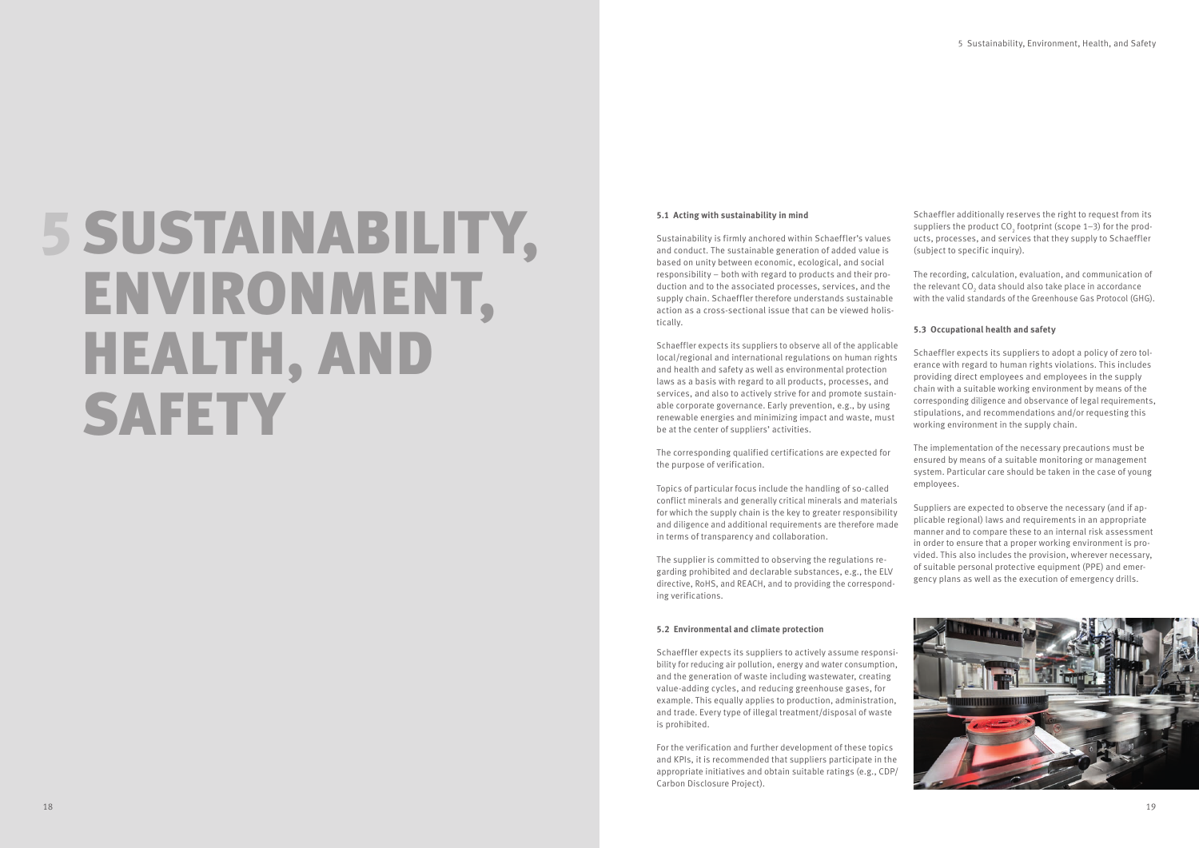# 5 SUSTAINABILITY, ENVIRONMENT, HEALTH, AND SAFETY

### 5.1 Acting with sustainability in mind

Sustainability is firmly anchored within Schaeffler's values and conduct. The sustainable generation of added value is based on unity between economic, ecological, and social responsibility – both with regard to products and their production and to the associated processes, services, and the supply chain. Schaeffler therefore understands sustainable action as a cross-sectional issue that can be viewed holistically.

Schaeffler expects its suppliers to observe all of the applicable local/regional and international regulations on human rights and health and safety as well as environmental protection laws as a basis with regard to all products, processes, and services, and also to actively strive for and promote sustainable corporate governance. Early prevention, e.g., by using renewable energies and minimizing impact and waste, must be at the center of suppliers' activities.

The corresponding qualified certifications are expected for the purpose of verification.

Topics of particular focus include the handling of so-called conflict minerals and generally critical minerals and materials for which the supply chain is the key to greater responsibility and diligence and additional requirements are therefore made in terms of transparency and collaboration.

The supplier is committed to observing the regulations regarding prohibited and declarable substances, e.g., the ELV directive, RoHS, and REACH, and to providing the corresponding verifications.

### 5.2 Environmental and climate protection

Schaeffler expects its suppliers to actively assume responsibility for reducing air pollution, energy and water consumption, and the generation of waste including wastewater, creating value-adding cycles, and reducing greenhouse gases, for example. This equally applies to production, administration, and trade. Every type of illegal treatment/disposal of waste is prohibited.

For the verification and further development of these topics and KPIs, it is recommended that suppliers participate in the appropriate initiatives and obtain suitable ratings (e.g., CDP/ Carbon Disclosure Project).

Schaeffler additionally reserves the right to request from its suppliers the product $CO_2$ footprint (scope 1–3) for the products, processes, and services that they supply to Schaeffler (subject to specific inquiry).

The recording, calculation, evaluation, and communication of the relevant $CO_2$ data should also take place in accordance with the valid standards of the Greenhouse Gas Protocol (GHG).

### 5.3 Occupational health and safety

Schaeffler expects its suppliers to adopt a policy of zero tolerance with regard to human rights violations. This includes providing direct employees and employees in the supply chain with a suitable working environment by means of the corresponding diligence and observance of legal requirements, stipulations, and recommendations and/or requesting this working environment in the supply chain.

The implementation of the necessary precautions must be ensured by means of a suitable monitoring or management system. Particular care should be taken in the case of young employees.

Suppliers are expected to observe the necessary (and if applicable regional) laws and requirements in an appropriate manner and to compare these to an internal risk assessment in order to ensure that a proper working environment is provided. This also includes the provision, wherever necessary, of suitable personal protective equipment (PPE) and emergency plans as well as the execution of emergency drills.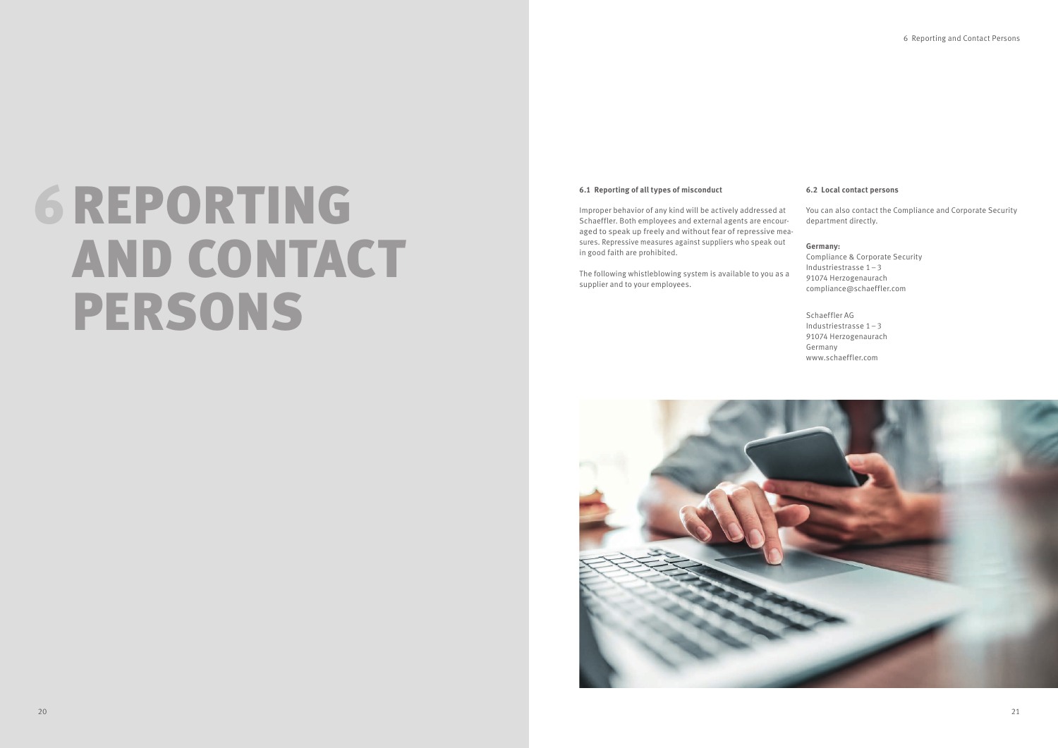# 6 REPORTING AND CONTACT PERSONS

### 6.1 Reporting of all types of misconduct

Improper behavior of any kind will be actively addressed at Schaeffler. Both employees and external agents are encouraged to speak up freely and without fear of repressive measures. Repressive measures against suppliers who speak out in good faith are prohibited.

The following whistleblowing system is available to you as a supplier and to your employees.

### 6.2 Local contact persons

You can also contact the Compliance and Corporate Security department directly.

**Germany:**
Compliance & Corporate Security
Industriestrasse 1 – 3
91074 Herzogenaurach
compliance@schaeffler.com

Schaeffler AG
Industriestrasse 1 – 3
91074 Herzogenaurach
Germany
www.schaeffler.com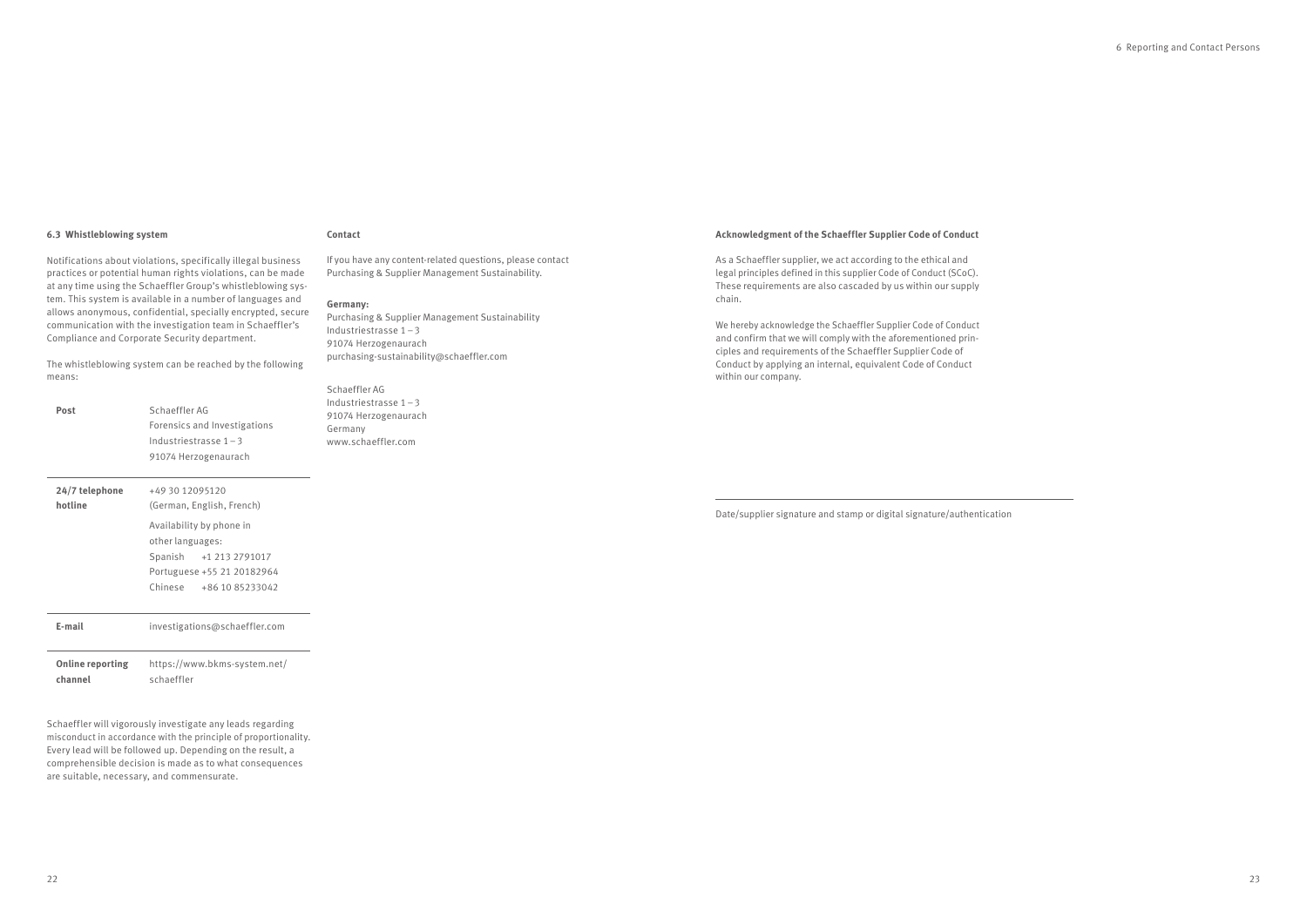### 6.3 Whistleblowing system

Notifications about violations, specifically illegal business practices or potential human rights violations, can be made at any time using the Schaeffler Group's whistleblowing system. This system is available in a number of languages and allows anonymous, confidential, specially encrypted, secure communication with the investigation team in Schaeffler's Compliance and Corporate Security department.

The whistleblowing system can be reached by the following means:

| | |
|---|---|
| **Post** | Schaeffler AG<br>Forensics and Investigations<br>Industriestrasse 1 – 3<br>91074 Herzogenaurach |
| **24/7 telephone hotline** | +49 30 12095120<br>(German, English, French)<br>Availability by phone in other languages:<br>Spanish +1 213 2791017<br>Portuguese +55 21 20182964<br>Chinese +86 10 85233042 |
| **E-mail** | investigations@schaeffler.com |
| **Online reporting channel** | https://www.bkms-system.net/schaeffler |

Schaeffler will vigorously investigate any leads regarding misconduct in accordance with the principle of proportionality. Every lead will be followed up. Depending on the result, a comprehensible decision is made as to what consequences are suitable, necessary, and commensurate.

### Contact

If you have any content-related questions, please contact Purchasing & Supplier Management Sustainability.

**Germany:**
Purchasing & Supplier Management Sustainability
Industriestrasse 1 – 3
91074 Herzogenaurach
purchasing-sustainability@schaeffler.com

Schaeffler AG
Industriestrasse 1 – 3
91074 Herzogenaurach
Germany
www.schaeffler.com

### Acknowledgment of the Schaeffler Supplier Code of Conduct

As a Schaeffler supplier, we act according to the ethical and legal principles defined in this supplier Code of Conduct (SCoC). These requirements are also cascaded by us within our supply chain.

We hereby acknowledge the Schaeffler Supplier Code of Conduct and confirm that we will comply with the aforementioned principles and requirements of the Schaeffler Supplier Code of Conduct by applying an internal, equivalent Code of Conduct within our company.

---

Date/supplier signature and stamp or digital signature/authentication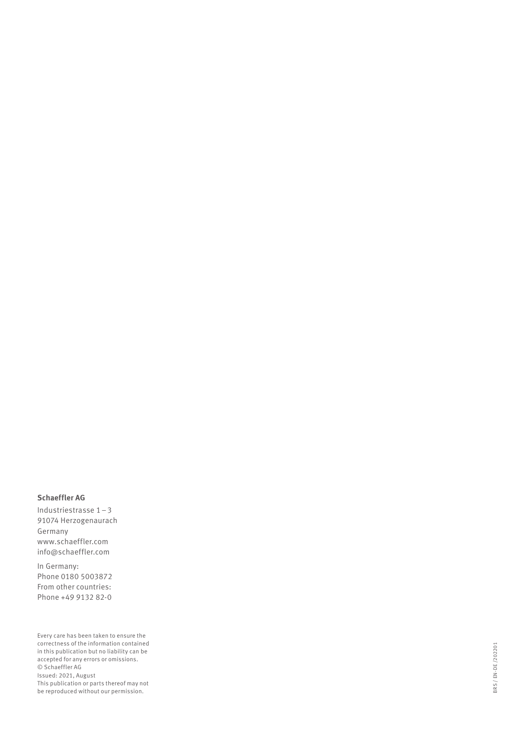**Schaeffler AG**

Industriestrasse 1 – 3
91074 Herzogenaurach
Germany
www.schaeffler.com
info@schaeffler.com

In Germany:
Phone 0180 5003872
From other countries:
Phone +49 9132 82-0

Every care has been taken to ensure the correctness of the information contained in this publication but no liability can be accepted for any errors or omissions.
© Schaeffler AG
Issued: 2021, August
This publication or parts thereof may not be reproduced without our permission.

BRS / EN-DE /202201